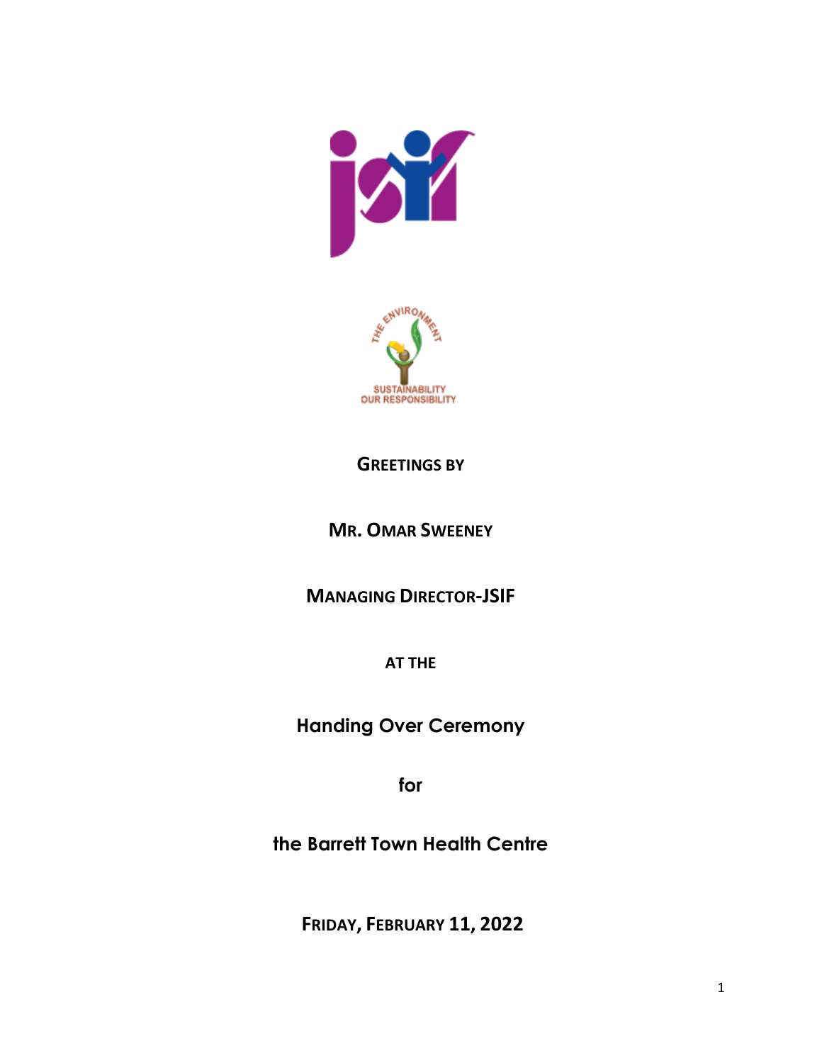**GREETINGS BY**

**MR. OMAR SWEENEY**

**MANAGING DIRECTOR-JSIF**

**AT THE**

**Handing Over Ceremony**

**for**

**the Barrett Town Health Centre**

**FRIDAY, FEBRUARY 11, 2022**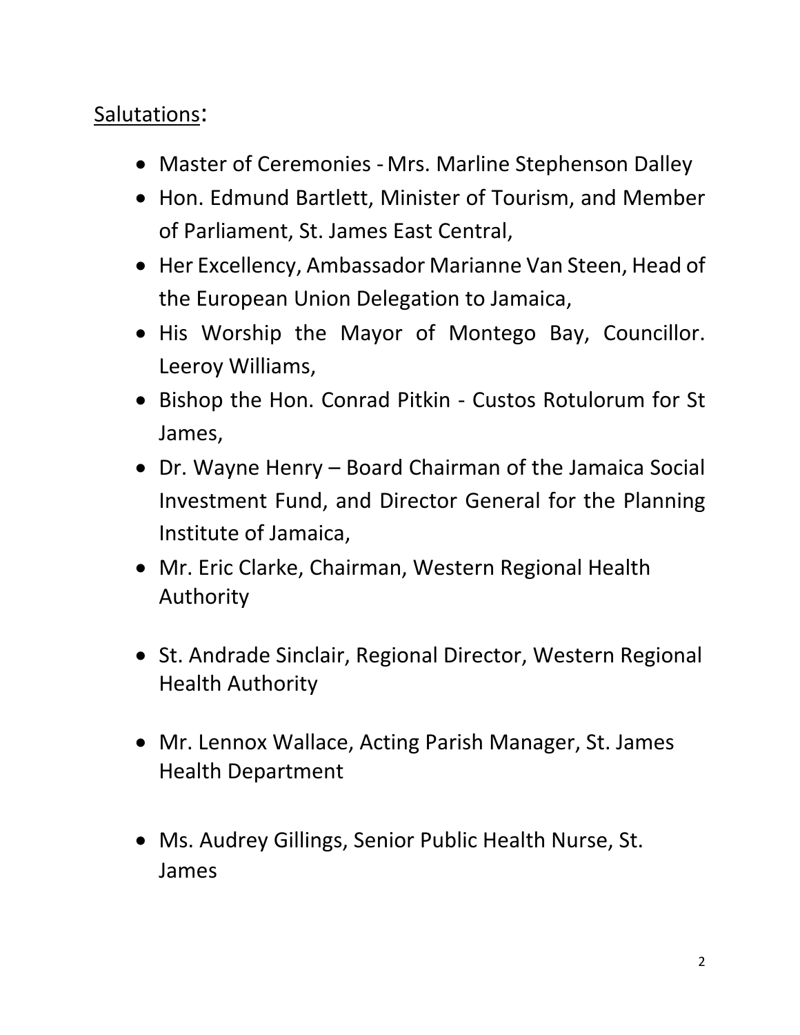<u>Salutations</u>:

- Master of Ceremonies - Mrs. Marline Stephenson Dalley
- Hon. Edmund Bartlett, Minister of Tourism, and Member of Parliament, St. James East Central,
- Her Excellency, Ambassador Marianne Van Steen, Head of the European Union Delegation to Jamaica,
- His Worship the Mayor of Montego Bay, Councillor. Leeroy Williams,
- Bishop the Hon. Conrad Pitkin - Custos Rotulorum for St James,
- Dr. Wayne Henry – Board Chairman of the Jamaica Social Investment Fund, and Director General for the Planning Institute of Jamaica,
- Mr. Eric Clarke, Chairman, Western Regional Health Authority
- St. Andrade Sinclair, Regional Director, Western Regional Health Authority
- Mr. Lennox Wallace, Acting Parish Manager, St. James Health Department
- Ms. Audrey Gillings, Senior Public Health Nurse, St. James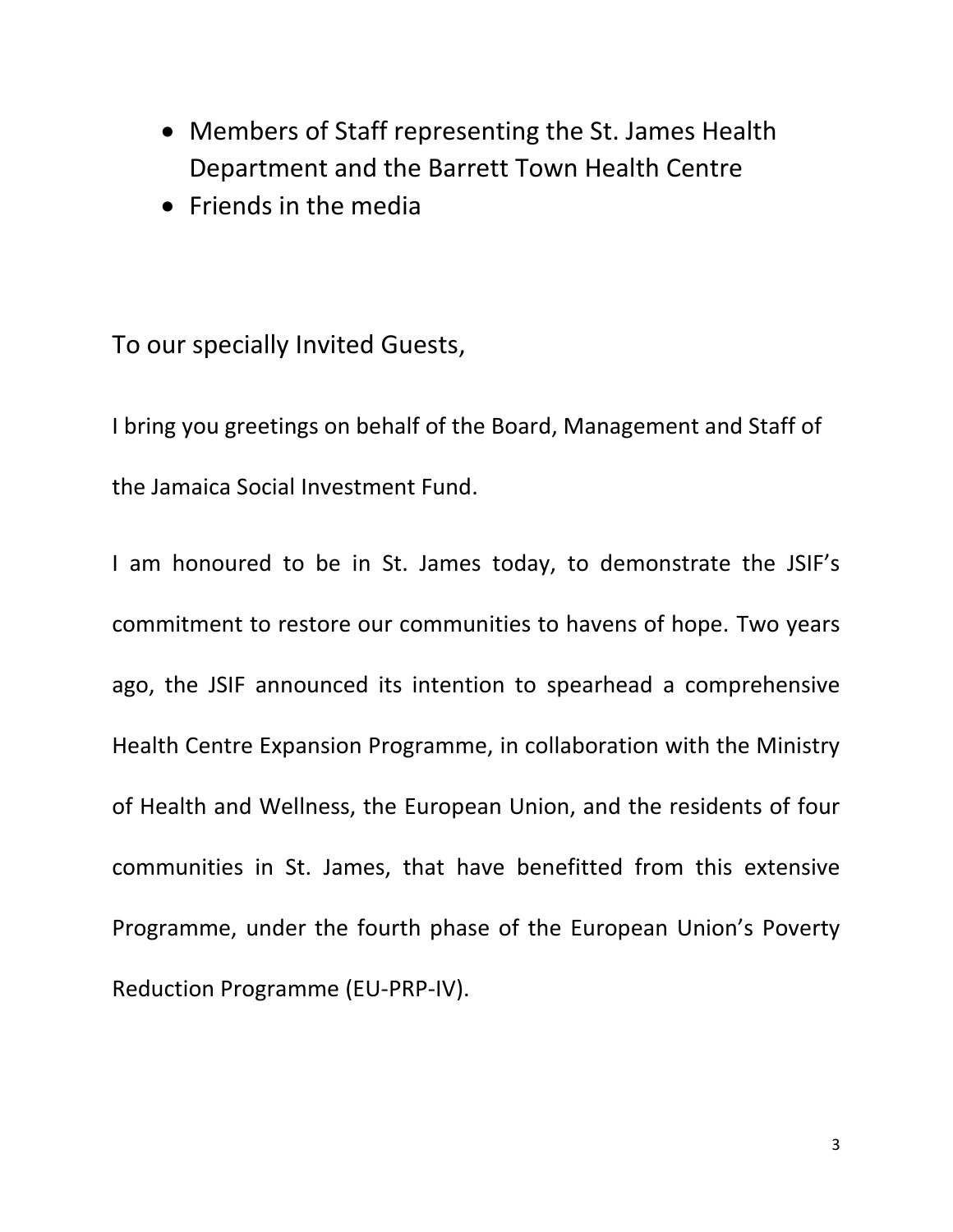- Members of Staff representing the St. James Health Department and the Barrett Town Health Centre
- Friends in the media

To our specially Invited Guests,

I bring you greetings on behalf of the Board, Management and Staff of the Jamaica Social Investment Fund.

I am honoured to be in St. James today, to demonstrate the JSIF's commitment to restore our communities to havens of hope. Two years ago, the JSIF announced its intention to spearhead a comprehensive Health Centre Expansion Programme, in collaboration with the Ministry of Health and Wellness, the European Union, and the residents of four communities in St. James, that have benefitted from this extensive Programme, under the fourth phase of the European Union's Poverty Reduction Programme (EU-PRP-IV).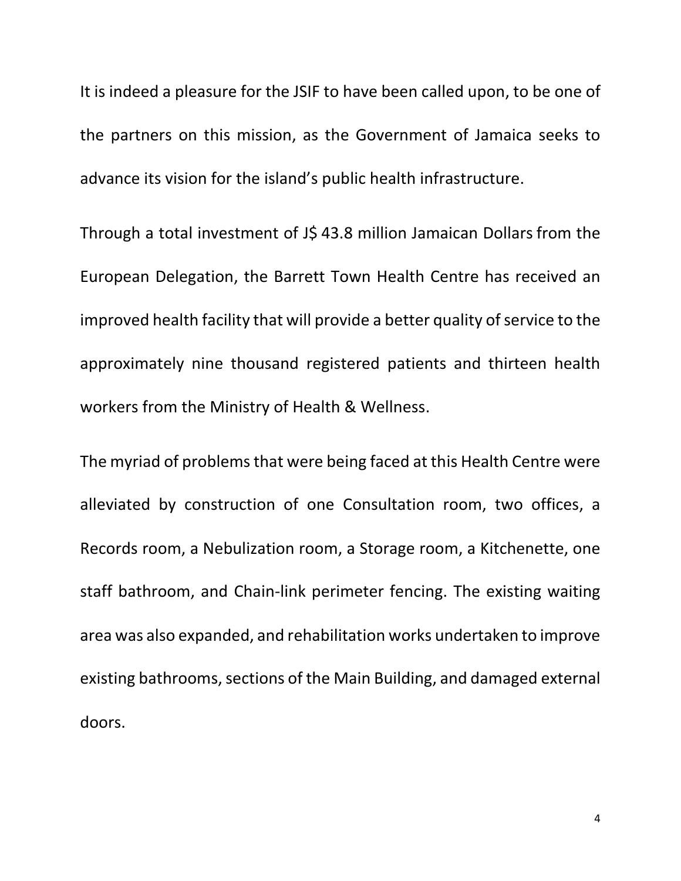It is indeed a pleasure for the JSIF to have been called upon, to be one of the partners on this mission, as the Government of Jamaica seeks to advance its vision for the island's public health infrastructure.

Through a total investment of J$ 43.8 million Jamaican Dollars from the European Delegation, the Barrett Town Health Centre has received an improved health facility that will provide a better quality of service to the approximately nine thousand registered patients and thirteen health workers from the Ministry of Health & Wellness.

The myriad of problems that were being faced at this Health Centre were alleviated by construction of one Consultation room, two offices, a Records room, a Nebulization room, a Storage room, a Kitchenette, one staff bathroom, and Chain-link perimeter fencing. The existing waiting area was also expanded, and rehabilitation works undertaken to improve existing bathrooms, sections of the Main Building, and damaged external doors.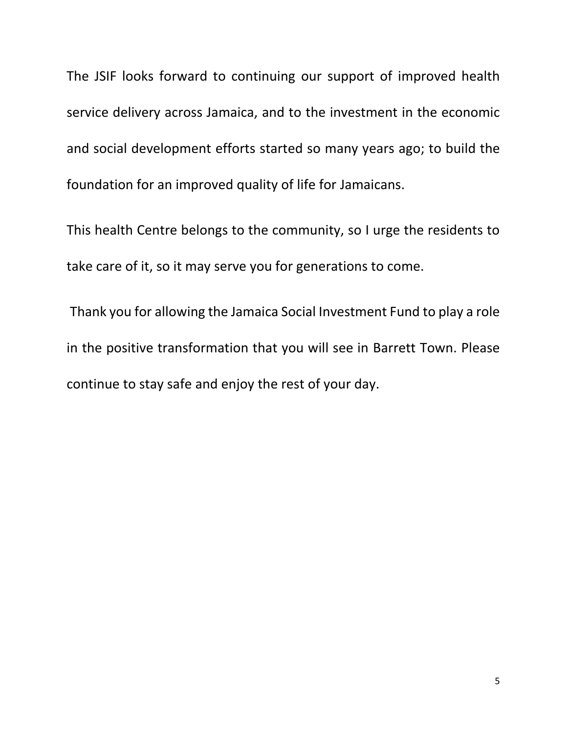The JSIF looks forward to continuing our support of improved health service delivery across Jamaica, and to the investment in the economic and social development efforts started so many years ago; to build the foundation for an improved quality of life for Jamaicans.

This health Centre belongs to the community, so I urge the residents to take care of it, so it may serve you for generations to come.

Thank you for allowing the Jamaica Social Investment Fund to play a role in the positive transformation that you will see in Barrett Town. Please continue to stay safe and enjoy the rest of your day.